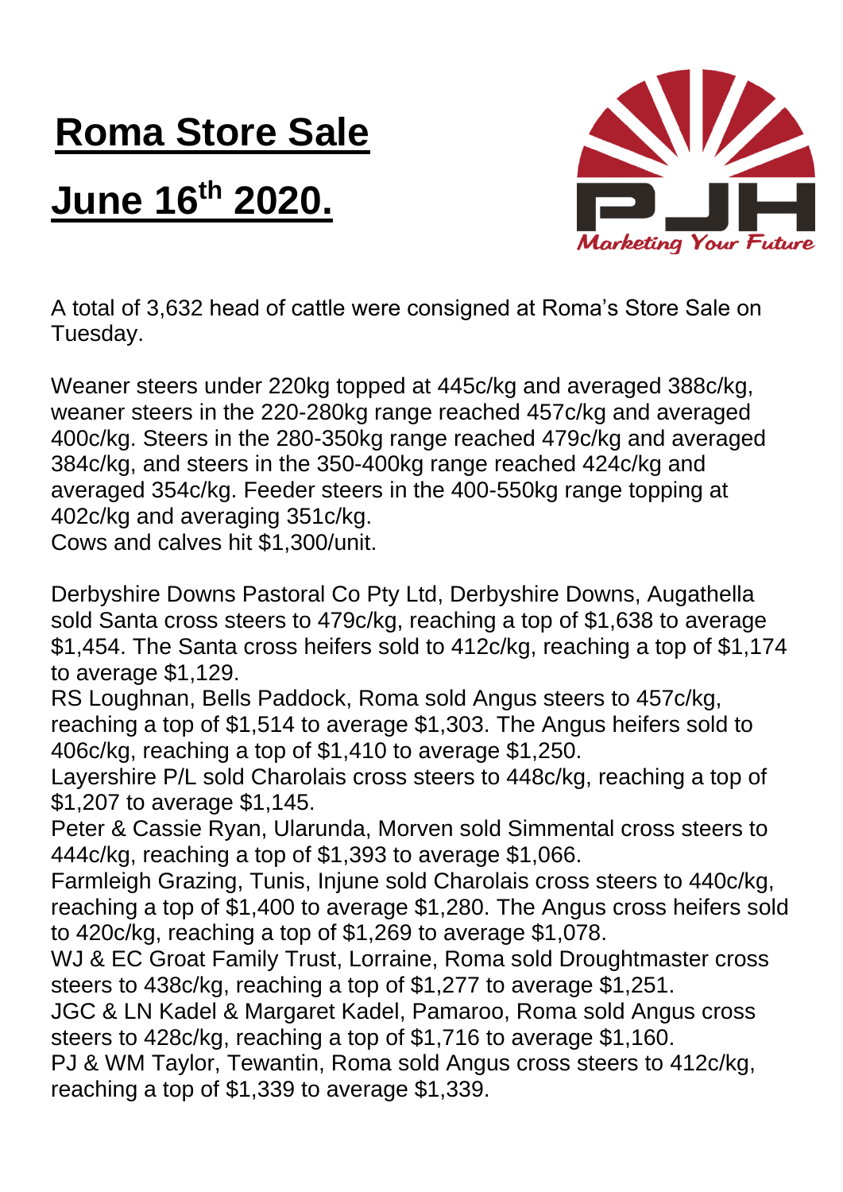# Roma Store Sale

# June 16th 2020.

A total of 3,632 head of cattle were consigned at Roma's Store Sale on Tuesday.

Weaner steers under 220kg topped at 445c/kg and averaged 388c/kg, weaner steers in the 220-280kg range reached 457c/kg and averaged 400c/kg. Steers in the 280-350kg range reached 479c/kg and averaged 384c/kg, and steers in the 350-400kg range reached 424c/kg and averaged 354c/kg. Feeder steers in the 400-550kg range topping at 402c/kg and averaging 351c/kg.
Cows and calves hit $1,300/unit.

Derbyshire Downs Pastoral Co Pty Ltd, Derbyshire Downs, Augathella sold Santa cross steers to 479c/kg, reaching a top of $1,638 to average $1,454. The Santa cross heifers sold to 412c/kg, reaching a top of $1,174 to average $1,129.
RS Loughnan, Bells Paddock, Roma sold Angus steers to 457c/kg, reaching a top of $1,514 to average $1,303. The Angus heifers sold to 406c/kg, reaching a top of $1,410 to average $1,250.
Layershire P/L sold Charolais cross steers to 448c/kg, reaching a top of $1,207 to average $1,145.
Peter & Cassie Ryan, Ularunda, Morven sold Simmental cross steers to 444c/kg, reaching a top of $1,393 to average $1,066.
Farmleigh Grazing, Tunis, Injune sold Charolais cross steers to 440c/kg, reaching a top of $1,400 to average $1,280. The Angus cross heifers sold to 420c/kg, reaching a top of $1,269 to average $1,078.
WJ & EC Groat Family Trust, Lorraine, Roma sold Droughtmaster cross steers to 438c/kg, reaching a top of $1,277 to average $1,251.
JGC & LN Kadel & Margaret Kadel, Pamaroo, Roma sold Angus cross steers to 428c/kg, reaching a top of $1,716 to average $1,160.
PJ & WM Taylor, Tewantin, Roma sold Angus cross steers to 412c/kg, reaching a top of $1,339 to average $1,339.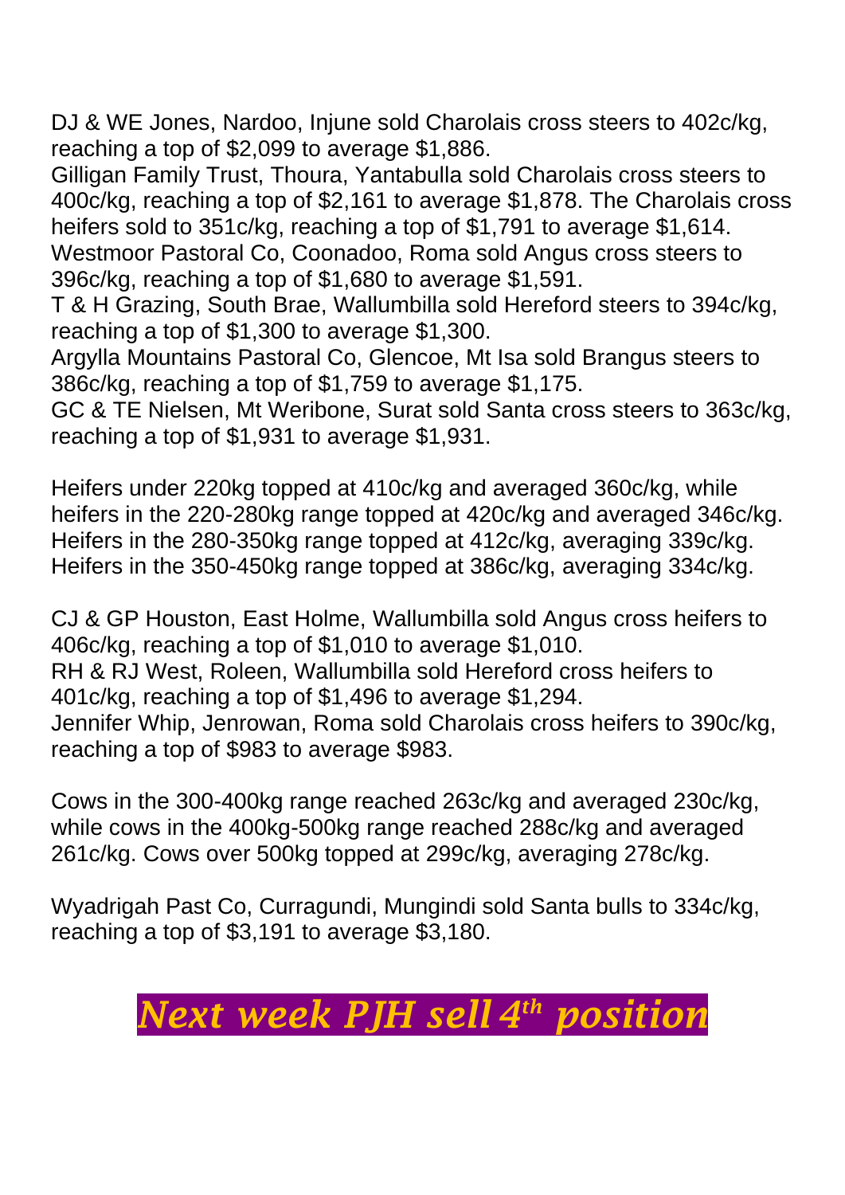DJ & WE Jones, Nardoo, Injune sold Charolais cross steers to 402c/kg, reaching a top of $2,099 to average $1,886.
Gilligan Family Trust, Thoura, Yantabulla sold Charolais cross steers to 400c/kg, reaching a top of $2,161 to average $1,878. The Charolais cross heifers sold to 351c/kg, reaching a top of $1,791 to average $1,614.
Westmoor Pastoral Co, Coonadoo, Roma sold Angus cross steers to 396c/kg, reaching a top of $1,680 to average $1,591.
T & H Grazing, South Brae, Wallumbilla sold Hereford steers to 394c/kg, reaching a top of $1,300 to average $1,300.
Argylla Mountains Pastoral Co, Glencoe, Mt Isa sold Brangus steers to 386c/kg, reaching a top of $1,759 to average $1,175.
GC & TE Nielsen, Mt Weribone, Surat sold Santa cross steers to 363c/kg, reaching a top of $1,931 to average $1,931.

Heifers under 220kg topped at 410c/kg and averaged 360c/kg, while heifers in the 220-280kg range topped at 420c/kg and averaged 346c/kg. Heifers in the 280-350kg range topped at 412c/kg, averaging 339c/kg. Heifers in the 350-450kg range topped at 386c/kg, averaging 334c/kg.

CJ & GP Houston, East Holme, Wallumbilla sold Angus cross heifers to 406c/kg, reaching a top of $1,010 to average $1,010.
RH & RJ West, Roleen, Wallumbilla sold Hereford cross heifers to 401c/kg, reaching a top of $1,496 to average $1,294.
Jennifer Whip, Jenrowan, Roma sold Charolais cross heifers to 390c/kg, reaching a top of $983 to average $983.

Cows in the 300-400kg range reached 263c/kg and averaged 230c/kg, while cows in the 400kg-500kg range reached 288c/kg and averaged 261c/kg. Cows over 500kg topped at 299c/kg, averaging 278c/kg.

Wyadrigah Past Co, Curragundi, Mungindi sold Santa bulls to 334c/kg, reaching a top of $3,191 to average $3,180.

***Next week PJH sell 4th position***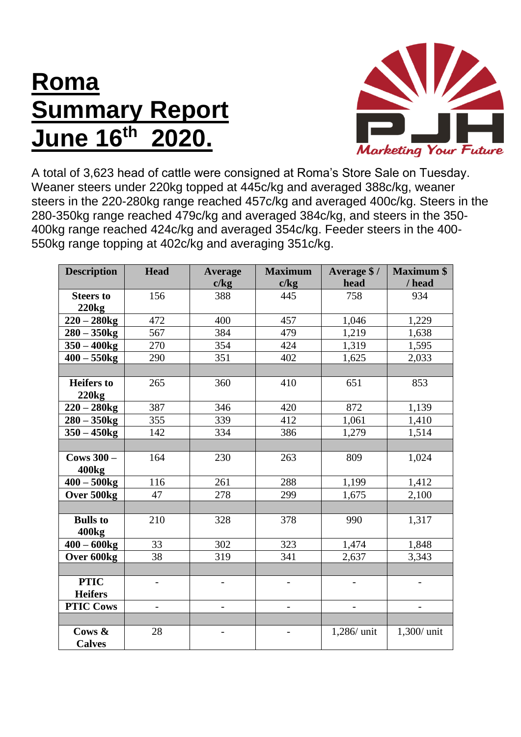# Roma Summary Report June 16th 2020.

Marketing Your Future

A total of 3,623 head of cattle were consigned at Roma's Store Sale on Tuesday. Weaner steers under 220kg topped at 445c/kg and averaged 388c/kg, weaner steers in the 220-280kg range reached 457c/kg and averaged 400c/kg. Steers in the 280-350kg range reached 479c/kg and averaged 384c/kg, and steers in the 350-400kg range reached 424c/kg and averaged 354c/kg. Feeder steers in the 400-550kg range topping at 402c/kg and averaging 351c/kg.

| Description | Head | Average c/kg | Maximum c/kg | Average $ / head | Maximum $ / head |
|---|---|---|---|---|---|
| **Steers to 220kg** | 156 | 388 | 445 | 758 | 934 |
| **220 – 280kg** | 472 | 400 | 457 | 1,046 | 1,229 |
| **280 – 350kg** | 567 | 384 | 479 | 1,219 | 1,638 |
| **350 – 400kg** | 270 | 354 | 424 | 1,319 | 1,595 |
| **400 – 550kg** | 290 | 351 | 402 | 1,625 | 2,033 |
| | | | | | |
| **Heifers to 220kg** | 265 | 360 | 410 | 651 | 853 |
| **220 – 280kg** | 387 | 346 | 420 | 872 | 1,139 |
| **280 – 350kg** | 355 | 339 | 412 | 1,061 | 1,410 |
| **350 – 450kg** | 142 | 334 | 386 | 1,279 | 1,514 |
| | | | | | |
| **Cows 300 – 400kg** | 164 | 230 | 263 | 809 | 1,024 |
| **400 – 500kg** | 116 | 261 | 288 | 1,199 | 1,412 |
| **Over 500kg** | 47 | 278 | 299 | 1,675 | 2,100 |
| | | | | | |
| **Bulls to 400kg** | 210 | 328 | 378 | 990 | 1,317 |
| **400 – 600kg** | 33 | 302 | 323 | 1,474 | 1,848 |
| **Over 600kg** | 38 | 319 | 341 | 2,637 | 3,343 |
| | | | | | |
| **PTIC Heifers** | - | - | - | - | - |
| **PTIC Cows** | - | - | - | - | - |
| | | | | | |
| **Cows & Calves** | 28 | - | - | 1,286/ unit | 1,300/ unit |